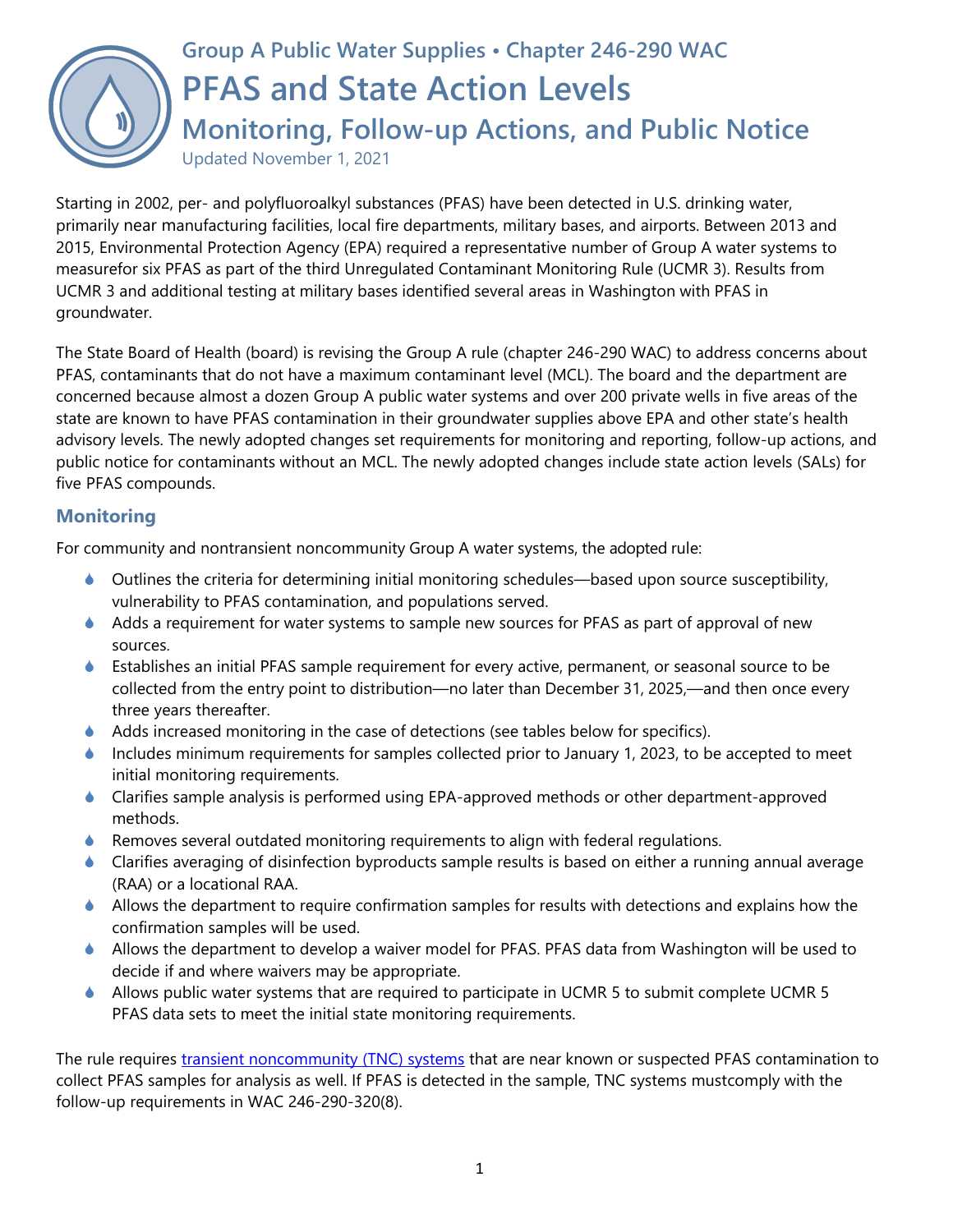# Group A Public Water Supplies • Chapter 246-290 WAC

# PFAS and State Action Levels

## Monitoring, Follow-up Actions, and Public Notice

Updated November 1, 2021

Starting in 2002, per- and polyfluoroalkyl substances (PFAS) have been detected in U.S. drinking water, primarily near manufacturing facilities, local fire departments, military bases, and airports. Between 2013 and 2015, Environmental Protection Agency (EPA) required a representative number of Group A water systems to measurefor six PFAS as part of the third Unregulated Contaminant Monitoring Rule (UCMR 3). Results from UCMR 3 and additional testing at military bases identified several areas in Washington with PFAS in groundwater.

The State Board of Health (board) is revising the Group A rule (chapter 246-290 WAC) to address concerns about PFAS, contaminants that do not have a maximum contaminant level (MCL). The board and the department are concerned because almost a dozen Group A public water systems and over 200 private wells in five areas of the state are known to have PFAS contamination in their groundwater supplies above EPA and other state's health advisory levels. The newly adopted changes set requirements for monitoring and reporting, follow-up actions, and public notice for contaminants without an MCL. The newly adopted changes include state action levels (SALs) for five PFAS compounds.

### Monitoring

For community and nontransient noncommunity Group A water systems, the adopted rule:

- Outlines the criteria for determining initial monitoring schedules—based upon source susceptibility, vulnerability to PFAS contamination, and populations served.
- Adds a requirement for water systems to sample new sources for PFAS as part of approval of new sources.
- Establishes an initial PFAS sample requirement for every active, permanent, or seasonal source to be collected from the entry point to distribution—no later than December 31, 2025,—and then once every three years thereafter.
- Adds increased monitoring in the case of detections (see tables below for specifics).
- Includes minimum requirements for samples collected prior to January 1, 2023, to be accepted to meet initial monitoring requirements.
- Clarifies sample analysis is performed using EPA-approved methods or other department-approved methods.
- Removes several outdated monitoring requirements to align with federal regulations.
- Clarifies averaging of disinfection byproducts sample results is based on either a running annual average (RAA) or a locational RAA.
- Allows the department to require confirmation samples for results with detections and explains how the confirmation samples will be used.
- Allows the department to develop a waiver model for PFAS. PFAS data from Washington will be used to decide if and where waivers may be appropriate.
- Allows public water systems that are required to participate in UCMR 5 to submit complete UCMR 5 PFAS data sets to meet the initial state monitoring requirements.

The rule requires transient noncommunity (TNC) systems that are near known or suspected PFAS contamination to collect PFAS samples for analysis as well. If PFAS is detected in the sample, TNC systems mustcomply with the follow-up requirements in WAC 246-290-320(8).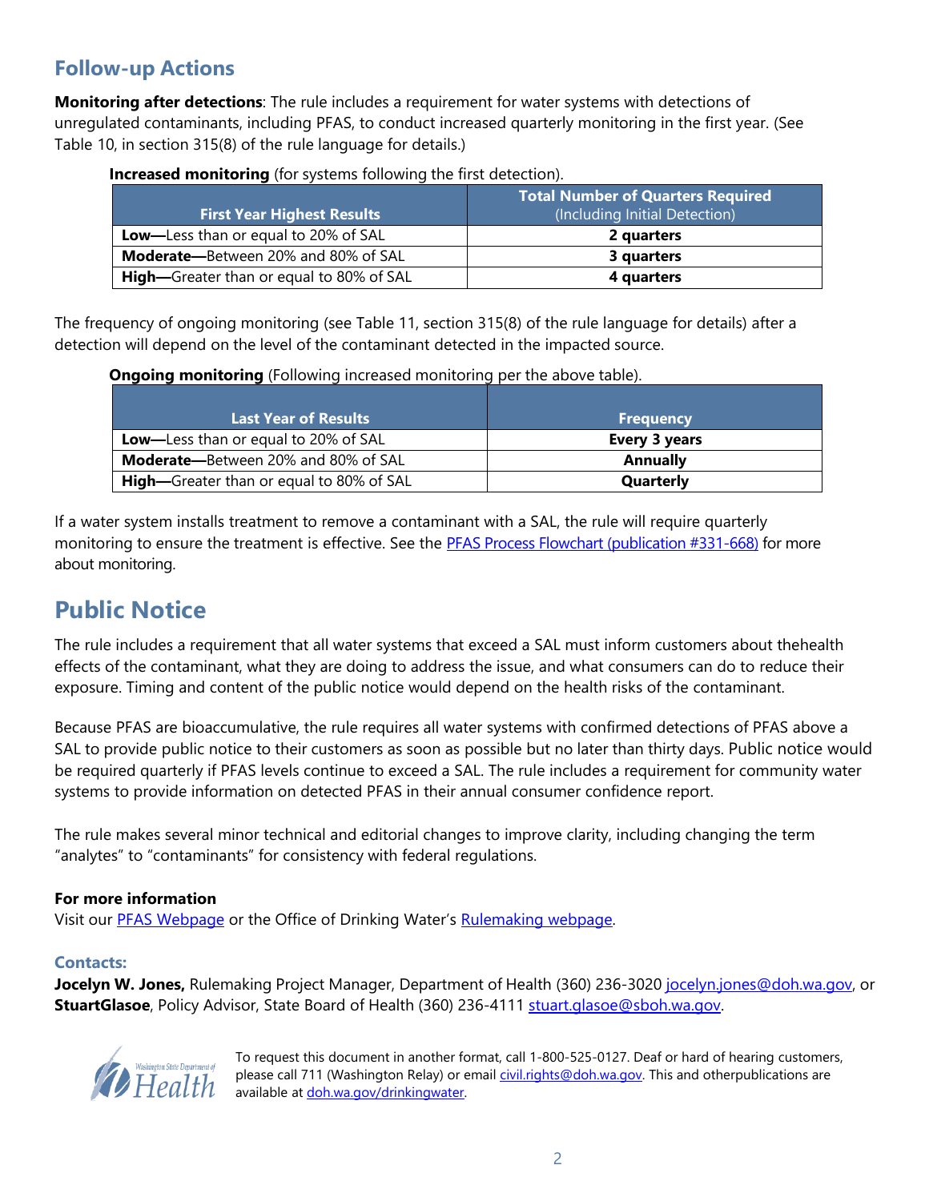## Follow-up Actions

**Monitoring after detections**: The rule includes a requirement for water systems with detections of unregulated contaminants, including PFAS, to conduct increased quarterly monitoring in the first year. (See Table 10, in section 315(8) of the rule language for details.)

**Increased monitoring** (for systems following the first detection).

| First Year Highest Results | **Total Number of Quarters Required** (Including Initial Detection) |
|---|---|
| **Low—**Less than or equal to 20% of SAL | **2 quarters** |
| **Moderate—**Between 20% and 80% of SAL | **3 quarters** |
| **High—**Greater than or equal to 80% of SAL | **4 quarters** |

The frequency of ongoing monitoring (see Table 11, section 315(8) of the rule language for details) after a detection will depend on the level of the contaminant detected in the impacted source.

**Ongoing monitoring** (Following increased monitoring per the above table).

| Last Year of Results | Frequency |
|---|---|
| **Low—**Less than or equal to 20% of SAL | **Every 3 years** |
| **Moderate—**Between 20% and 80% of SAL | **Annually** |
| **High—**Greater than or equal to 80% of SAL | **Quarterly** |

If a water system installs treatment to remove a contaminant with a SAL, the rule will require quarterly monitoring to ensure the treatment is effective. See the PFAS Process Flowchart (publication #331-668) for more about monitoring.

## Public Notice

The rule includes a requirement that all water systems that exceed a SAL must inform customers about thehealth effects of the contaminant, what they are doing to address the issue, and what consumers can do to reduce their exposure. Timing and content of the public notice would depend on the health risks of the contaminant.

Because PFAS are bioaccumulative, the rule requires all water systems with confirmed detections of PFAS above a SAL to provide public notice to their customers as soon as possible but no later than thirty days. Public notice would be required quarterly if PFAS levels continue to exceed a SAL. The rule includes a requirement for community water systems to provide information on detected PFAS in their annual consumer confidence report.

The rule makes several minor technical and editorial changes to improve clarity, including changing the term "analytes" to "contaminants" for consistency with federal regulations.

**For more information**

Visit our PFAS Webpage or the Office of Drinking Water's Rulemaking webpage.

### Contacts:

**Jocelyn W. Jones,** Rulemaking Project Manager, Department of Health (360) 236-3020 jocelyn.jones@doh.wa.gov, or **StuartGlasoe**, Policy Advisor, State Board of Health (360) 236-4111 stuart.glasoe@sboh.wa.gov.

Washington State Department of Health

To request this document in another format, call 1-800-525-0127. Deaf or hard of hearing customers, please call 711 (Washington Relay) or email civil.rights@doh.wa.gov. This and otherpublications are available at doh.wa.gov/drinkingwater.